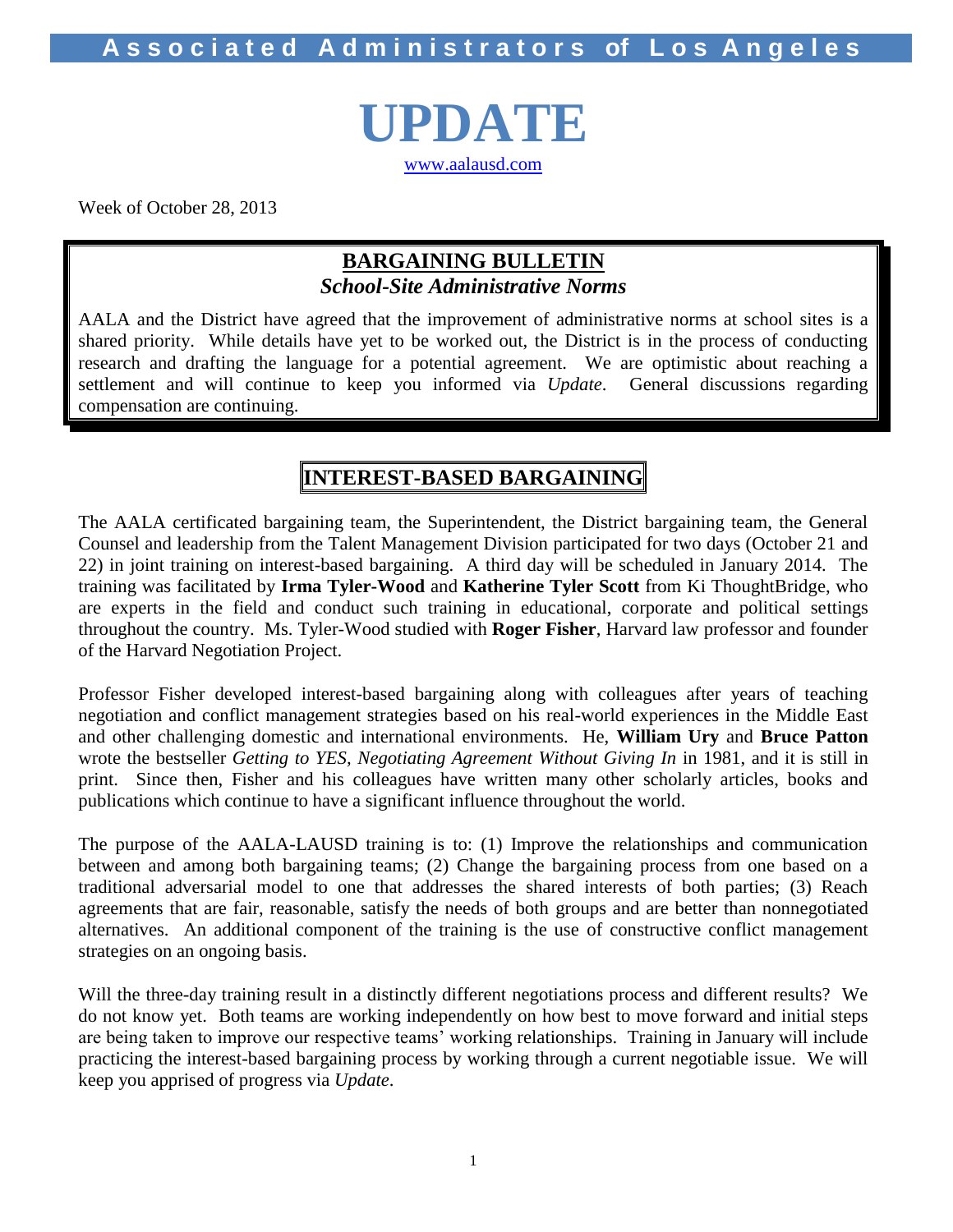Associated Administrators of Los Angeles

# UPDATE

www.aalausd.com

Week of October 28, 2013

## BARGAINING BULLETIN

### *School-Site Administrative Norms*

AALA and the District have agreed that the improvement of administrative norms at school sites is a shared priority. While details have yet to be worked out, the District is in the process of conducting research and drafting the language for a potential agreement. We are optimistic about reaching a settlement and will continue to keep you informed via *Update*. General discussions regarding compensation are continuing.

## INTEREST-BASED BARGAINING

The AALA certificated bargaining team, the Superintendent, the District bargaining team, the General Counsel and leadership from the Talent Management Division participated for two days (October 21 and 22) in joint training on interest-based bargaining. A third day will be scheduled in January 2014. The training was facilitated by **Irma Tyler-Wood** and **Katherine Tyler Scott** from Ki ThoughtBridge, who are experts in the field and conduct such training in educational, corporate and political settings throughout the country. Ms. Tyler-Wood studied with **Roger Fisher**, Harvard law professor and founder of the Harvard Negotiation Project.

Professor Fisher developed interest-based bargaining along with colleagues after years of teaching negotiation and conflict management strategies based on his real-world experiences in the Middle East and other challenging domestic and international environments. He, **William Ury** and **Bruce Patton** wrote the bestseller *Getting to YES, Negotiating Agreement Without Giving In* in 1981, and it is still in print. Since then, Fisher and his colleagues have written many other scholarly articles, books and publications which continue to have a significant influence throughout the world.

The purpose of the AALA-LAUSD training is to: (1) Improve the relationships and communication between and among both bargaining teams; (2) Change the bargaining process from one based on a traditional adversarial model to one that addresses the shared interests of both parties; (3) Reach agreements that are fair, reasonable, satisfy the needs of both groups and are better than nonnegotiated alternatives. An additional component of the training is the use of constructive conflict management strategies on an ongoing basis.

Will the three-day training result in a distinctly different negotiations process and different results? We do not know yet. Both teams are working independently on how best to move forward and initial steps are being taken to improve our respective teams' working relationships. Training in January will include practicing the interest-based bargaining process by working through a current negotiable issue. We will keep you apprised of progress via *Update*.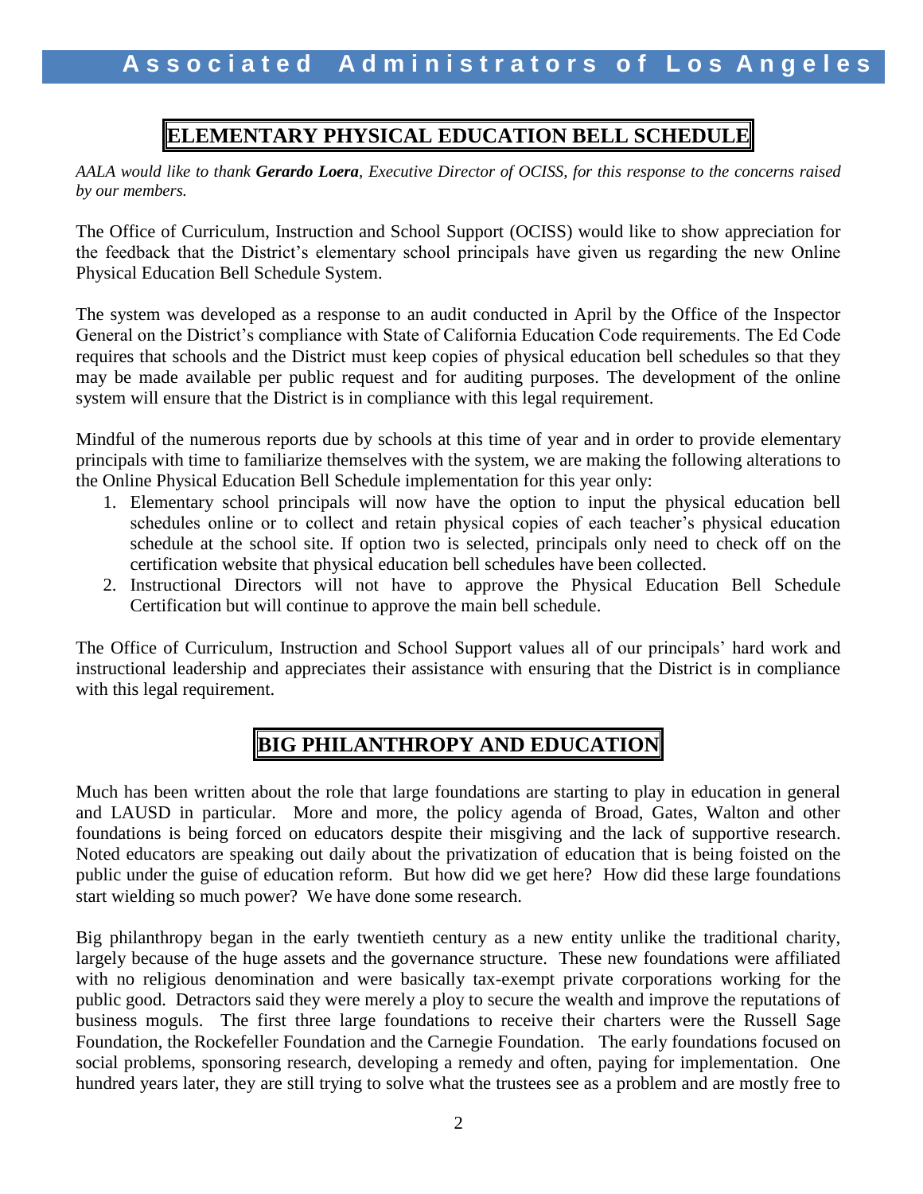## ELEMENTARY PHYSICAL EDUCATION BELL SCHEDULE

*AALA would like to thank **Gerardo Loera**, Executive Director of OCISS, for this response to the concerns raised by our members.*

The Office of Curriculum, Instruction and School Support (OCISS) would like to show appreciation for the feedback that the District's elementary school principals have given us regarding the new Online Physical Education Bell Schedule System.

The system was developed as a response to an audit conducted in April by the Office of the Inspector General on the District's compliance with State of California Education Code requirements. The Ed Code requires that schools and the District must keep copies of physical education bell schedules so that they may be made available per public request and for auditing purposes. The development of the online system will ensure that the District is in compliance with this legal requirement.

Mindful of the numerous reports due by schools at this time of year and in order to provide elementary principals with time to familiarize themselves with the system, we are making the following alterations to the Online Physical Education Bell Schedule implementation for this year only:

1. Elementary school principals will now have the option to input the physical education bell schedules online or to collect and retain physical copies of each teacher's physical education schedule at the school site. If option two is selected, principals only need to check off on the certification website that physical education bell schedules have been collected.
2. Instructional Directors will not have to approve the Physical Education Bell Schedule Certification but will continue to approve the main bell schedule.

The Office of Curriculum, Instruction and School Support values all of our principals' hard work and instructional leadership and appreciates their assistance with ensuring that the District is in compliance with this legal requirement.

## BIG PHILANTHROPY AND EDUCATION

Much has been written about the role that large foundations are starting to play in education in general and LAUSD in particular. More and more, the policy agenda of Broad, Gates, Walton and other foundations is being forced on educators despite their misgiving and the lack of supportive research. Noted educators are speaking out daily about the privatization of education that is being foisted on the public under the guise of education reform. But how did we get here? How did these large foundations start wielding so much power? We have done some research.

Big philanthropy began in the early twentieth century as a new entity unlike the traditional charity, largely because of the huge assets and the governance structure. These new foundations were affiliated with no religious denomination and were basically tax-exempt private corporations working for the public good. Detractors said they were merely a ploy to secure the wealth and improve the reputations of business moguls. The first three large foundations to receive their charters were the Russell Sage Foundation, the Rockefeller Foundation and the Carnegie Foundation. The early foundations focused on social problems, sponsoring research, developing a remedy and often, paying for implementation. One hundred years later, they are still trying to solve what the trustees see as a problem and are mostly free to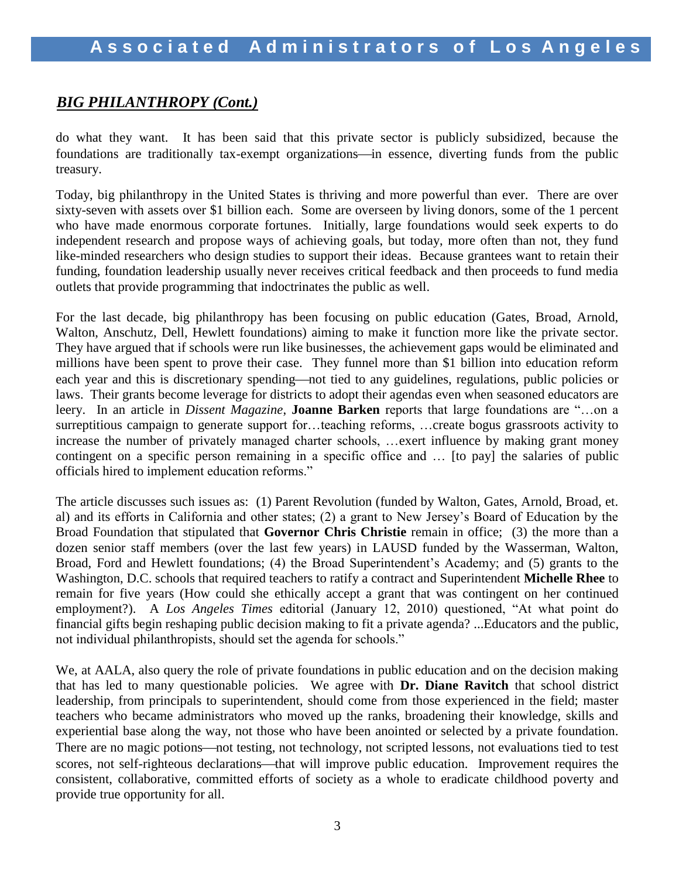## *BIG PHILANTHROPY (Cont.)*

do what they want. It has been said that this private sector is publicly subsidized, because the foundations are traditionally tax-exempt organizations—in essence, diverting funds from the public treasury.

Today, big philanthropy in the United States is thriving and more powerful than ever. There are over sixty-seven with assets over $1 billion each. Some are overseen by living donors, some of the 1 percent who have made enormous corporate fortunes. Initially, large foundations would seek experts to do independent research and propose ways of achieving goals, but today, more often than not, they fund like-minded researchers who design studies to support their ideas. Because grantees want to retain their funding, foundation leadership usually never receives critical feedback and then proceeds to fund media outlets that provide programming that indoctrinates the public as well.

For the last decade, big philanthropy has been focusing on public education (Gates, Broad, Arnold, Walton, Anschutz, Dell, Hewlett foundations) aiming to make it function more like the private sector. They have argued that if schools were run like businesses, the achievement gaps would be eliminated and millions have been spent to prove their case. They funnel more than $1 billion into education reform each year and this is discretionary spending—not tied to any guidelines, regulations, public policies or laws. Their grants become leverage for districts to adopt their agendas even when seasoned educators are leery. In an article in *Dissent Magazine*, **Joanne Barken** reports that large foundations are "…on a surreptitious campaign to generate support for…teaching reforms, …create bogus grassroots activity to increase the number of privately managed charter schools, …exert influence by making grant money contingent on a specific person remaining in a specific office and … [to pay] the salaries of public officials hired to implement education reforms."

The article discusses such issues as: (1) Parent Revolution (funded by Walton, Gates, Arnold, Broad, et. al) and its efforts in California and other states; (2) a grant to New Jersey's Board of Education by the Broad Foundation that stipulated that **Governor Chris Christie** remain in office; (3) the more than a dozen senior staff members (over the last few years) in LAUSD funded by the Wasserman, Walton, Broad, Ford and Hewlett foundations; (4) the Broad Superintendent's Academy; and (5) grants to the Washington, D.C. schools that required teachers to ratify a contract and Superintendent **Michelle Rhee** to remain for five years (How could she ethically accept a grant that was contingent on her continued employment?). A *Los Angeles Times* editorial (January 12, 2010) questioned, "At what point do financial gifts begin reshaping public decision making to fit a private agenda? ...Educators and the public, not individual philanthropists, should set the agenda for schools."

We, at AALA, also query the role of private foundations in public education and on the decision making that has led to many questionable policies. We agree with **Dr. Diane Ravitch** that school district leadership, from principals to superintendent, should come from those experienced in the field; master teachers who became administrators who moved up the ranks, broadening their knowledge, skills and experiential base along the way, not those who have been anointed or selected by a private foundation. There are no magic potions—not testing, not technology, not scripted lessons, not evaluations tied to test scores, not self-righteous declarations—that will improve public education. Improvement requires the consistent, collaborative, committed efforts of society as a whole to eradicate childhood poverty and provide true opportunity for all.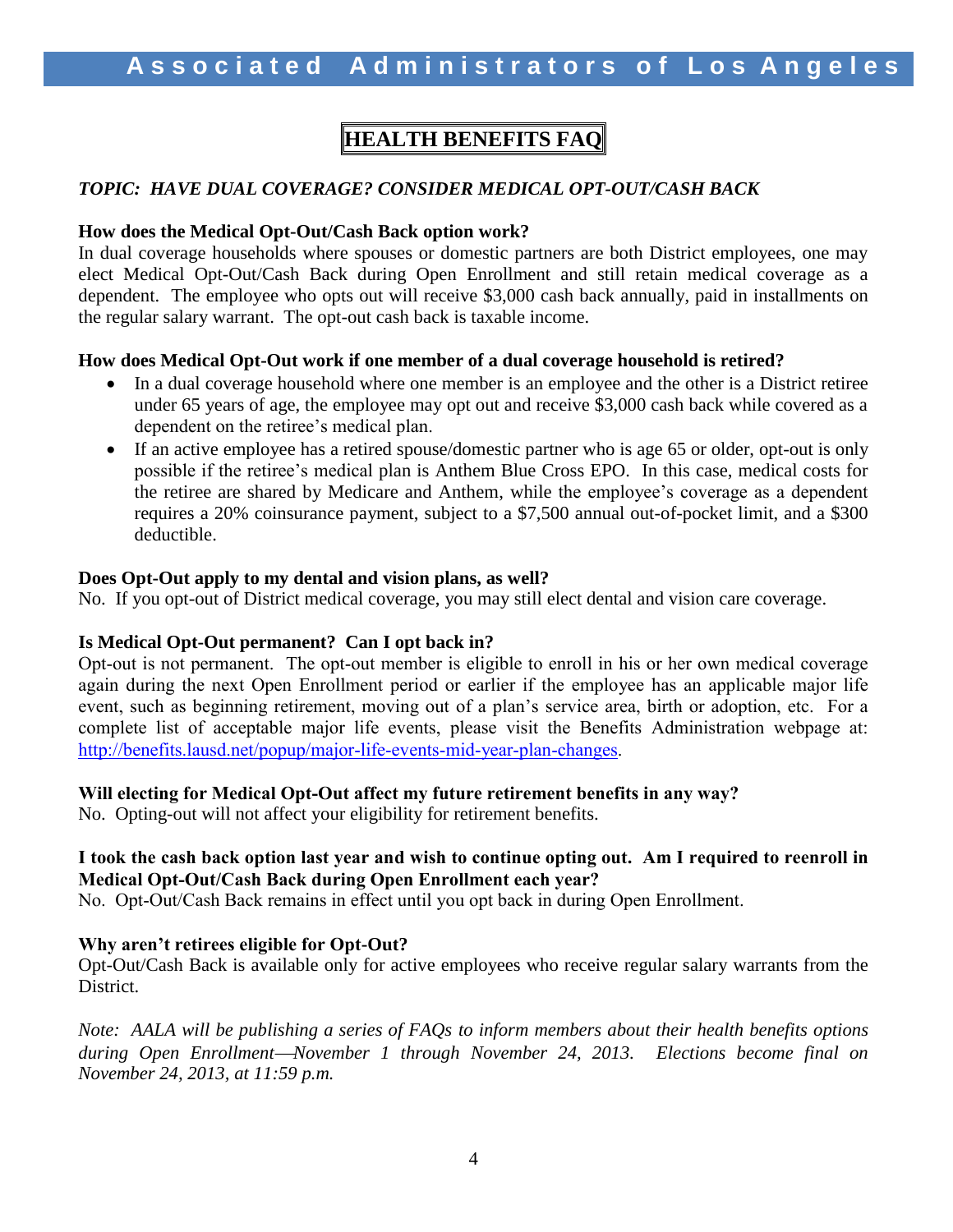# HEALTH BENEFITS FAQ

***TOPIC: HAVE DUAL COVERAGE? CONSIDER MEDICAL OPT-OUT/CASH BACK***

**How does the Medical Opt-Out/Cash Back option work?**

In dual coverage households where spouses or domestic partners are both District employees, one may elect Medical Opt-Out/Cash Back during Open Enrollment and still retain medical coverage as a dependent. The employee who opts out will receive $3,000 cash back annually, paid in installments on the regular salary warrant. The opt-out cash back is taxable income.

**How does Medical Opt-Out work if one member of a dual coverage household is retired?**

- In a dual coverage household where one member is an employee and the other is a District retiree under 65 years of age, the employee may opt out and receive $3,000 cash back while covered as a dependent on the retiree's medical plan.
- If an active employee has a retired spouse/domestic partner who is age 65 or older, opt-out is only possible if the retiree's medical plan is Anthem Blue Cross EPO. In this case, medical costs for the retiree are shared by Medicare and Anthem, while the employee's coverage as a dependent requires a 20% coinsurance payment, subject to a $7,500 annual out-of-pocket limit, and a $300 deductible.

**Does Opt-Out apply to my dental and vision plans, as well?**

No. If you opt-out of District medical coverage, you may still elect dental and vision care coverage.

**Is Medical Opt-Out permanent? Can I opt back in?**

Opt-out is not permanent. The opt-out member is eligible to enroll in his or her own medical coverage again during the next Open Enrollment period or earlier if the employee has an applicable major life event, such as beginning retirement, moving out of a plan's service area, birth or adoption, etc. For a complete list of acceptable major life events, please visit the Benefits Administration webpage at: http://benefits.lausd.net/popup/major-life-events-mid-year-plan-changes.

**Will electing for Medical Opt-Out affect my future retirement benefits in any way?**

No. Opting-out will not affect your eligibility for retirement benefits.

**I took the cash back option last year and wish to continue opting out. Am I required to reenroll in Medical Opt-Out/Cash Back during Open Enrollment each year?**

No. Opt-Out/Cash Back remains in effect until you opt back in during Open Enrollment.

**Why aren't retirees eligible for Opt-Out?**

Opt-Out/Cash Back is available only for active employees who receive regular salary warrants from the District.

*Note: AALA will be publishing a series of FAQs to inform members about their health benefits options during Open Enrollment—November 1 through November 24, 2013. Elections become final on November 24, 2013, at 11:59 p.m.*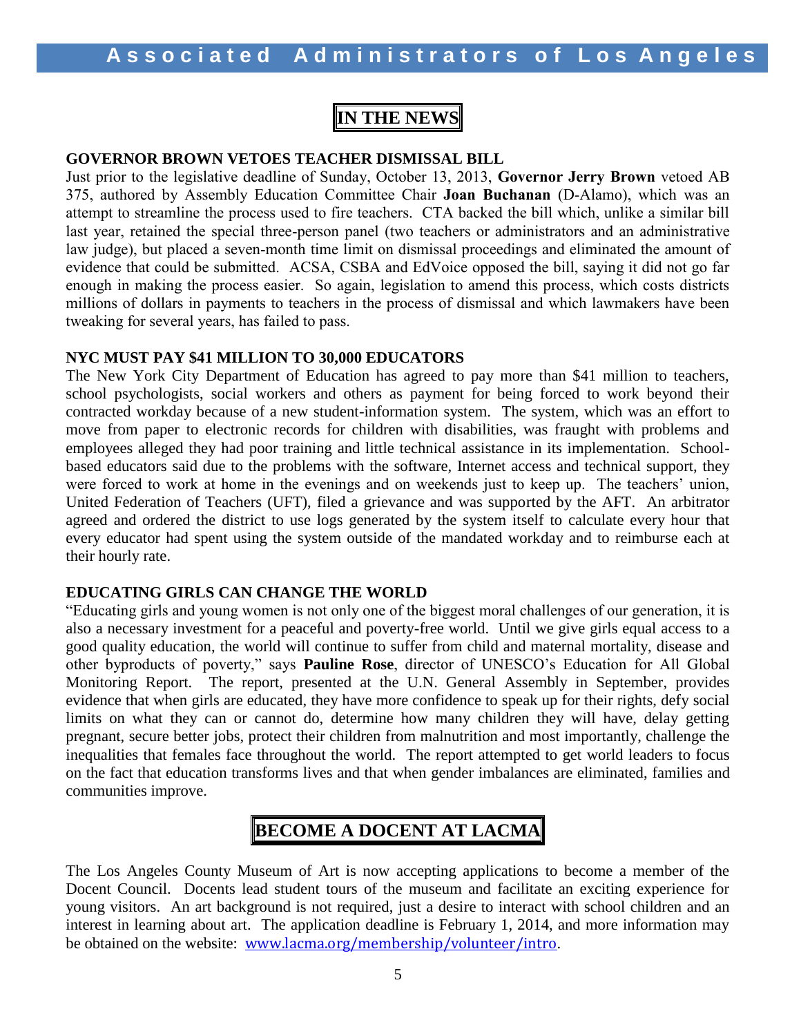# IN THE NEWS

### GOVERNOR BROWN VETOES TEACHER DISMISSAL BILL

Just prior to the legislative deadline of Sunday, October 13, 2013, **Governor Jerry Brown** vetoed AB 375, authored by Assembly Education Committee Chair **Joan Buchanan** (D-Alamo), which was an attempt to streamline the process used to fire teachers. CTA backed the bill which, unlike a similar bill last year, retained the special three-person panel (two teachers or administrators and an administrative law judge), but placed a seven-month time limit on dismissal proceedings and eliminated the amount of evidence that could be submitted. ACSA, CSBA and EdVoice opposed the bill, saying it did not go far enough in making the process easier. So again, legislation to amend this process, which costs districts millions of dollars in payments to teachers in the process of dismissal and which lawmakers have been tweaking for several years, has failed to pass.

### NYC MUST PAY $41 MILLION TO 30,000 EDUCATORS

The New York City Department of Education has agreed to pay more than $41 million to teachers, school psychologists, social workers and others as payment for being forced to work beyond their contracted workday because of a new student-information system. The system, which was an effort to move from paper to electronic records for children with disabilities, was fraught with problems and employees alleged they had poor training and little technical assistance in its implementation. School-based educators said due to the problems with the software, Internet access and technical support, they were forced to work at home in the evenings and on weekends just to keep up. The teachers' union, United Federation of Teachers (UFT), filed a grievance and was supported by the AFT. An arbitrator agreed and ordered the district to use logs generated by the system itself to calculate every hour that every educator had spent using the system outside of the mandated workday and to reimburse each at their hourly rate.

### EDUCATING GIRLS CAN CHANGE THE WORLD

"Educating girls and young women is not only one of the biggest moral challenges of our generation, it is also a necessary investment for a peaceful and poverty-free world. Until we give girls equal access to a good quality education, the world will continue to suffer from child and maternal mortality, disease and other byproducts of poverty," says **Pauline Rose**, director of UNESCO's Education for All Global Monitoring Report. The report, presented at the U.N. General Assembly in September, provides evidence that when girls are educated, they have more confidence to speak up for their rights, defy social limits on what they can or cannot do, determine how many children they will have, delay getting pregnant, secure better jobs, protect their children from malnutrition and most importantly, challenge the inequalities that females face throughout the world. The report attempted to get world leaders to focus on the fact that education transforms lives and that when gender imbalances are eliminated, families and communities improve.

# BECOME A DOCENT AT LACMA

The Los Angeles County Museum of Art is now accepting applications to become a member of the Docent Council. Docents lead student tours of the museum and facilitate an exciting experience for young visitors. An art background is not required, just a desire to interact with school children and an interest in learning about art. The application deadline is February 1, 2014, and more information may be obtained on the website: www.lacma.org/membership/volunteer/intro.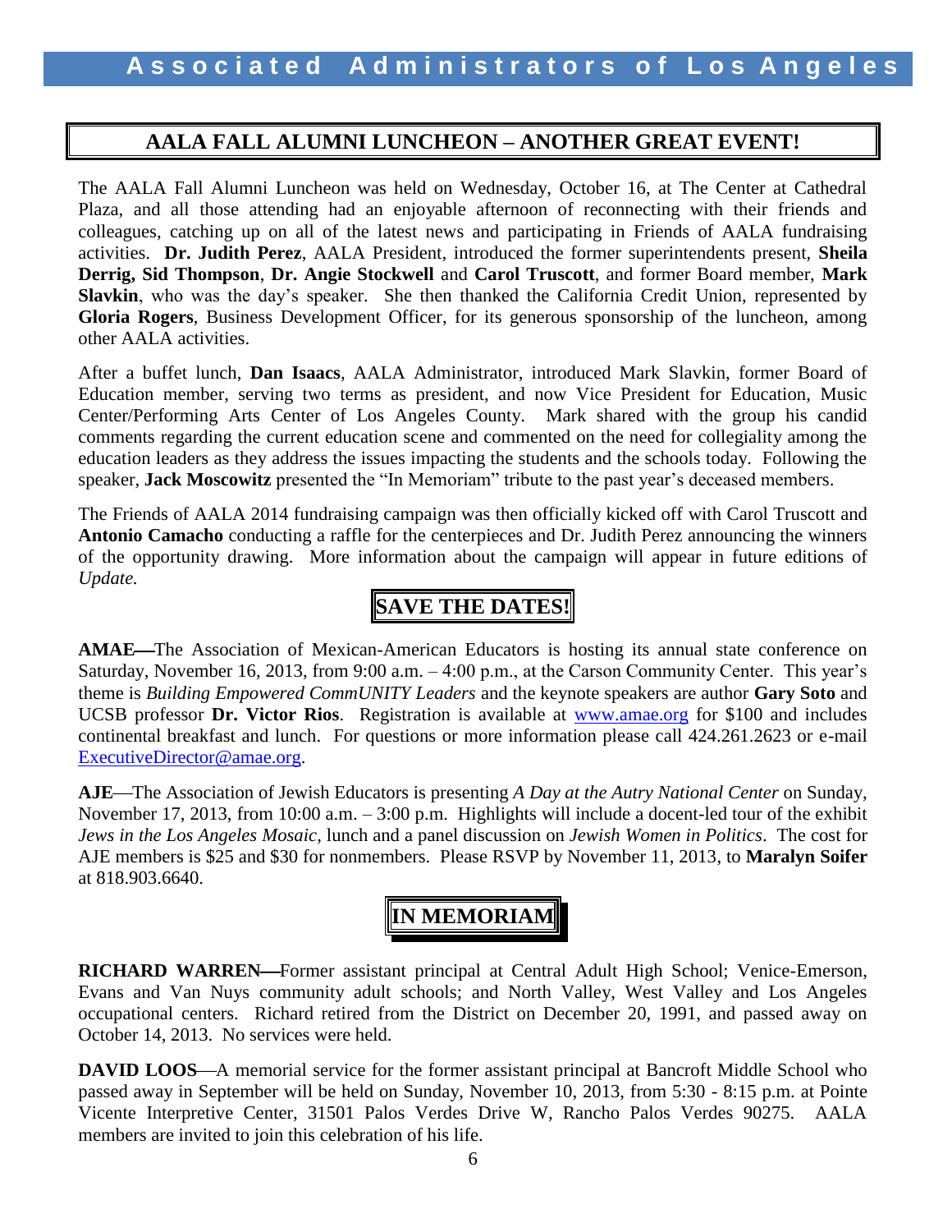## AALA FALL ALUMNI LUNCHEON – ANOTHER GREAT EVENT!

The AALA Fall Alumni Luncheon was held on Wednesday, October 16, at The Center at Cathedral Plaza, and all those attending had an enjoyable afternoon of reconnecting with their friends and colleagues, catching up on all of the latest news and participating in Friends of AALA fundraising activities. **Dr. Judith Perez**, AALA President, introduced the former superintendents present, **Sheila Derrig, Sid Thompson**, **Dr. Angie Stockwell** and **Carol Truscott**, and former Board member, **Mark Slavkin**, who was the day's speaker. She then thanked the California Credit Union, represented by **Gloria Rogers**, Business Development Officer, for its generous sponsorship of the luncheon, among other AALA activities.

After a buffet lunch, **Dan Isaacs**, AALA Administrator, introduced Mark Slavkin, former Board of Education member, serving two terms as president, and now Vice President for Education, Music Center/Performing Arts Center of Los Angeles County. Mark shared with the group his candid comments regarding the current education scene and commented on the need for collegiality among the education leaders as they address the issues impacting the students and the schools today. Following the speaker, **Jack Moscowitz** presented the "In Memoriam" tribute to the past year's deceased members.

The Friends of AALA 2014 fundraising campaign was then officially kicked off with Carol Truscott and **Antonio Camacho** conducting a raffle for the centerpieces and Dr. Judith Perez announcing the winners of the opportunity drawing. More information about the campaign will appear in future editions of *Update.*

## SAVE THE DATES!

**AMAE—**The Association of Mexican-American Educators is hosting its annual state conference on Saturday, November 16, 2013, from 9:00 a.m. – 4:00 p.m., at the Carson Community Center. This year's theme is *Building Empowered CommUNITY Leaders* and the keynote speakers are author **Gary Soto** and UCSB professor **Dr. Victor Rios**. Registration is available at www.amae.org for $100 and includes continental breakfast and lunch. For questions or more information please call 424.261.2623 or e-mail ExecutiveDirector@amae.org.

**AJE**—The Association of Jewish Educators is presenting *A Day at the Autry National Center* on Sunday, November 17, 2013, from 10:00 a.m. – 3:00 p.m. Highlights will include a docent-led tour of the exhibit *Jews in the Los Angeles Mosaic*, lunch and a panel discussion on *Jewish Women in Politics*. The cost for AJE members is $25 and $30 for nonmembers. Please RSVP by November 11, 2013, to **Maralyn Soifer** at 818.903.6640.

## IN MEMORIAM

**RICHARD WARREN—**Former assistant principal at Central Adult High School; Venice-Emerson, Evans and Van Nuys community adult schools; and North Valley, West Valley and Los Angeles occupational centers. Richard retired from the District on December 20, 1991, and passed away on October 14, 2013. No services were held.

**DAVID LOOS**—A memorial service for the former assistant principal at Bancroft Middle School who passed away in September will be held on Sunday, November 10, 2013, from 5:30 - 8:15 p.m. at Pointe Vicente Interpretive Center, 31501 Palos Verdes Drive W, Rancho Palos Verdes 90275. AALA members are invited to join this celebration of his life.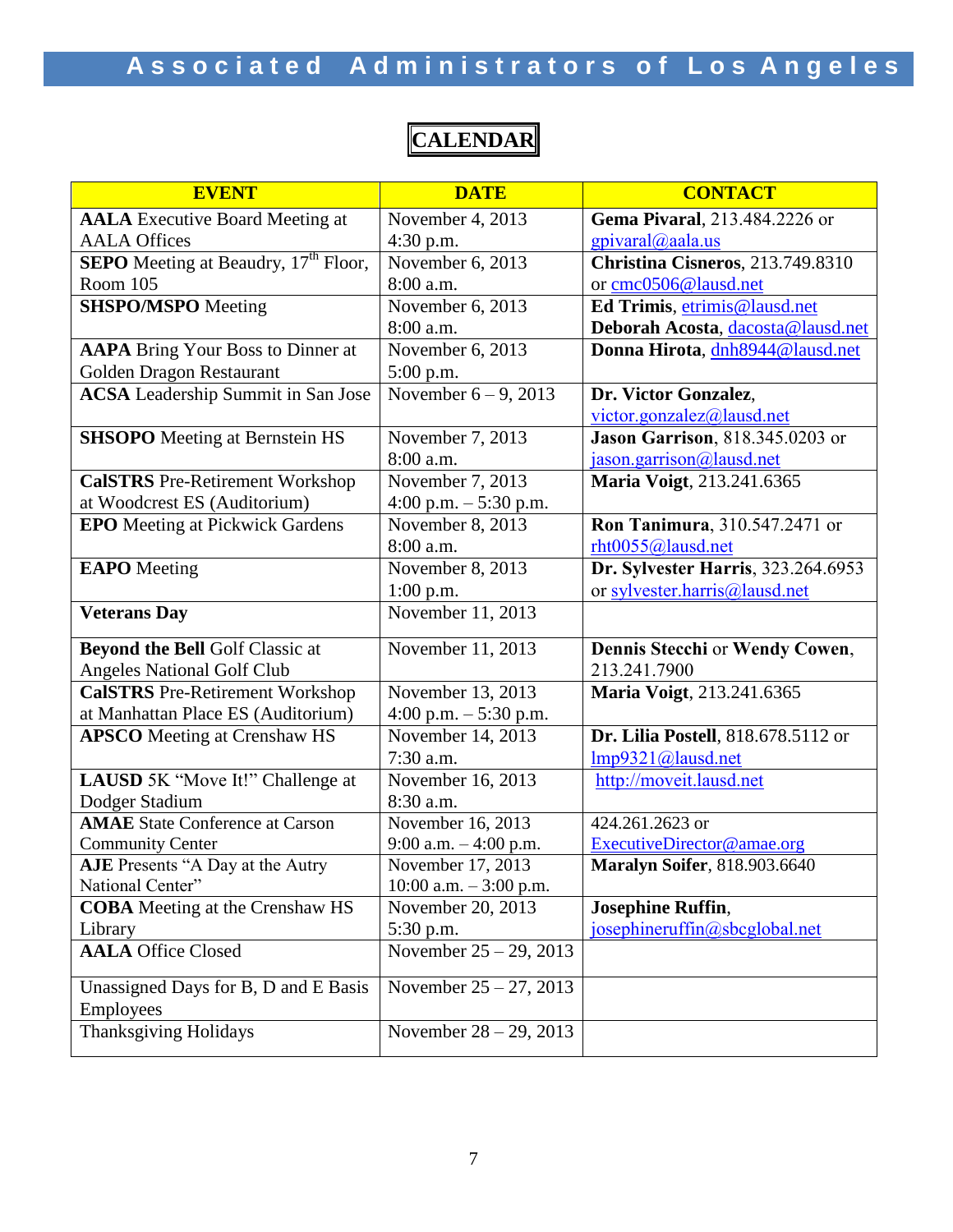# CALENDAR

| EVENT | DATE | CONTACT |
|---|---|---|
| **AALA** Executive Board Meeting at AALA Offices | November 4, 2013 4:30 p.m. | **Gema Pivaral**, 213.484.2226 or gpivaral@aala.us |
| **SEPO** Meeting at Beaudry, 17th Floor, Room 105 | November 6, 2013 8:00 a.m. | **Christina Cisneros**, 213.749.8310 or cmc0506@lausd.net |
| **SHSPO/MSPO** Meeting | November 6, 2013 8:00 a.m. | **Ed Trimis**, etrimis@lausd.net **Deborah Acosta**, dacosta@lausd.net |
| **AAPA** Bring Your Boss to Dinner at Golden Dragon Restaurant | November 6, 2013 5:00 p.m. | **Donna Hirota**, dnh8944@lausd.net |
| **ACSA** Leadership Summit in San Jose | November 6 – 9, 2013 | **Dr. Victor Gonzalez**, victor.gonzalez@lausd.net |
| **SHSOPO** Meeting at Bernstein HS | November 7, 2013 8:00 a.m. | **Jason Garrison**, 818.345.0203 or jason.garrison@lausd.net |
| **CalSTRS** Pre-Retirement Workshop at Woodcrest ES (Auditorium) | November 7, 2013 4:00 p.m. – 5:30 p.m. | **Maria Voigt**, 213.241.6365 |
| **EPO** Meeting at Pickwick Gardens | November 8, 2013 8:00 a.m. | **Ron Tanimura**, 310.547.2471 or rht0055@lausd.net |
| **EAPO** Meeting | November 8, 2013 1:00 p.m. | **Dr. Sylvester Harris**, 323.264.6953 or sylvester.harris@lausd.net |
| **Veterans Day** | November 11, 2013 | |
| **Beyond the Bell** Golf Classic at Angeles National Golf Club | November 11, 2013 | **Dennis Stecchi** or **Wendy Cowen**, 213.241.7900 |
| **CalSTRS** Pre-Retirement Workshop at Manhattan Place ES (Auditorium) | November 13, 2013 4:00 p.m. – 5:30 p.m. | **Maria Voigt**, 213.241.6365 |
| **APSCO** Meeting at Crenshaw HS | November 14, 2013 7:30 a.m. | **Dr. Lilia Postell**, 818.678.5112 or lmp9321@lausd.net |
| **LAUSD** 5K "Move It!" Challenge at Dodger Stadium | November 16, 2013 8:30 a.m. | http://moveit.lausd.net |
| **AMAE** State Conference at Carson Community Center | November 16, 2013 9:00 a.m. – 4:00 p.m. | 424.261.2623 or ExecutiveDirector@amae.org |
| **AJE** Presents "A Day at the Autry National Center" | November 17, 2013 10:00 a.m. – 3:00 p.m. | **Maralyn Soifer**, 818.903.6640 |
| **COBA** Meeting at the Crenshaw HS Library | November 20, 2013 5:30 p.m. | **Josephine Ruffin**, josephineruffin@sbcglobal.net |
| **AALA** Office Closed | November 25 – 29, 2013 | |
| Unassigned Days for B, D and E Basis Employees | November 25 – 27, 2013 | |
| Thanksgiving Holidays | November 28 – 29, 2013 | |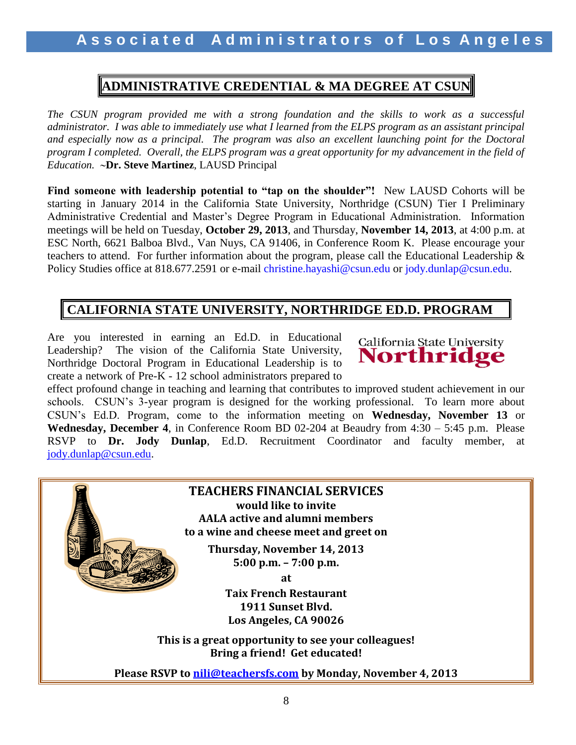## ADMINISTRATIVE CREDENTIAL & MA DEGREE AT CSUN

*The CSUN program provided me with a strong foundation and the skills to work as a successful administrator. I was able to immediately use what I learned from the ELPS program as an assistant principal and especially now as a principal. The program was also an excellent launching point for the Doctoral program I completed. Overall, the ELPS program was a great opportunity for my advancement in the field of Education.* **~Dr. Steve Martinez**, LAUSD Principal

**Find someone with leadership potential to "tap on the shoulder"!** New LAUSD Cohorts will be starting in January 2014 in the California State University, Northridge (CSUN) Tier I Preliminary Administrative Credential and Master's Degree Program in Educational Administration. Information meetings will be held on Tuesday, **October 29, 2013**, and Thursday, **November 14, 2013**, at 4:00 p.m. at ESC North, 6621 Balboa Blvd., Van Nuys, CA 91406, in Conference Room K. Please encourage your teachers to attend. For further information about the program, please call the Educational Leadership & Policy Studies office at 818.677.2591 or e-mail christine.hayashi@csun.edu or jody.dunlap@csun.edu.

## CALIFORNIA STATE UNIVERSITY, NORTHRIDGE ED.D. PROGRAM

California State University **Northridge**

Are you interested in earning an Ed.D. in Educational Leadership? The vision of the California State University, Northridge Doctoral Program in Educational Leadership is to create a network of Pre-K - 12 school administrators prepared to effect profound change in teaching and learning that contributes to improved student achievement in our schools. CSUN's 3-year program is designed for the working professional. To learn more about CSUN's Ed.D. Program, come to the information meeting on **Wednesday, November 13** or **Wednesday, December 4**, in Conference Room BD 02-204 at Beaudry from 4:30 – 5:45 p.m. Please RSVP to **Dr. Jody Dunlap**, Ed.D. Recruitment Coordinator and faculty member, at jody.dunlap@csun.edu.

**TEACHERS FINANCIAL SERVICES**
**would like to invite**
**AALA active and alumni members**
**to a wine and cheese meet and greet on**

**Thursday, November 14, 2013**
**5:00 p.m. – 7:00 p.m.**

**at**

**Taix French Restaurant**
**1911 Sunset Blvd.**
**Los Angeles, CA 90026**

**This is a great opportunity to see your colleagues!**
**Bring a friend! Get educated!**

**Please RSVP to nili@teachersfs.com by Monday, November 4, 2013**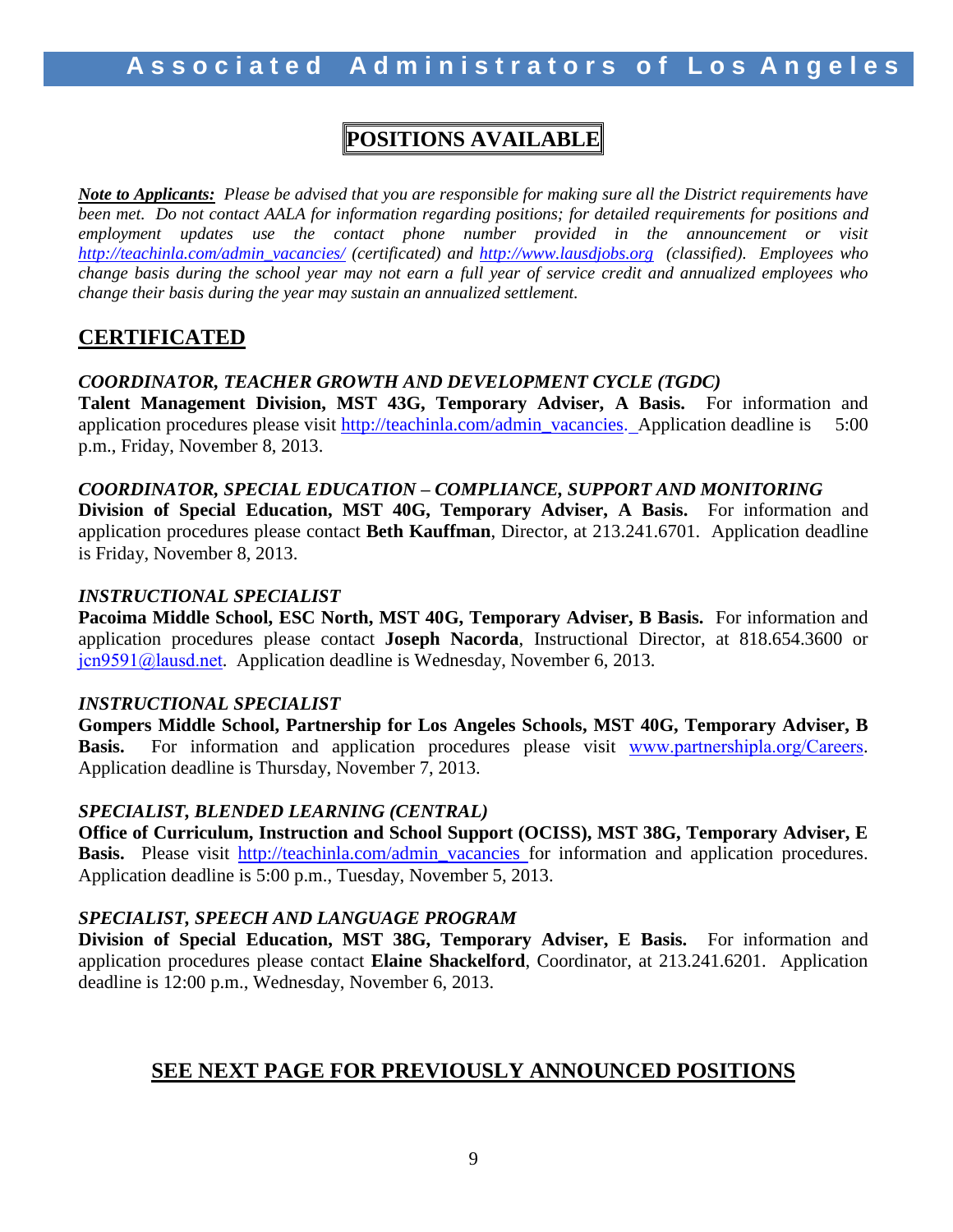# POSITIONS AVAILABLE

***Note to Applicants:*** *Please be advised that you are responsible for making sure all the District requirements have been met. Do not contact AALA for information regarding positions; for detailed requirements for positions and employment updates use the contact phone number provided in the announcement or visit http://teachinla.com/admin_vacancies/ (certificated) and http://www.lausdjobs.org (classified). Employees who change basis during the school year may not earn a full year of service credit and annualized employees who change their basis during the year may sustain an annualized settlement.*

## CERTIFICATED

### *COORDINATOR, TEACHER GROWTH AND DEVELOPMENT CYCLE (TGDC)*

**Talent Management Division, MST 43G, Temporary Adviser, A Basis.** For information and application procedures please visit http://teachinla.com/admin_vacancies. Application deadline is 5:00 p.m., Friday, November 8, 2013.

### *COORDINATOR, SPECIAL EDUCATION – COMPLIANCE, SUPPORT AND MONITORING*

**Division of Special Education, MST 40G, Temporary Adviser, A Basis.** For information and application procedures please contact **Beth Kauffman**, Director, at 213.241.6701. Application deadline is Friday, November 8, 2013.

### *INSTRUCTIONAL SPECIALIST*

**Pacoima Middle School, ESC North, MST 40G, Temporary Adviser, B Basis.** For information and application procedures please contact **Joseph Nacorda**, Instructional Director, at 818.654.3600 or jcn9591@lausd.net. Application deadline is Wednesday, November 6, 2013.

### *INSTRUCTIONAL SPECIALIST*

**Gompers Middle School, Partnership for Los Angeles Schools, MST 40G, Temporary Adviser, B Basis.** For information and application procedures please visit www.partnershipla.org/Careers. Application deadline is Thursday, November 7, 2013.

### *SPECIALIST, BLENDED LEARNING (CENTRAL)*

**Office of Curriculum, Instruction and School Support (OCISS), MST 38G, Temporary Adviser, E Basis.** Please visit http://teachinla.com/admin_vacancies for information and application procedures. Application deadline is 5:00 p.m., Tuesday, November 5, 2013.

### *SPECIALIST, SPEECH AND LANGUAGE PROGRAM*

**Division of Special Education, MST 38G, Temporary Adviser, E Basis.** For information and application procedures please contact **Elaine Shackelford**, Coordinator, at 213.241.6201. Application deadline is 12:00 p.m., Wednesday, November 6, 2013.

## SEE NEXT PAGE FOR PREVIOUSLY ANNOUNCED POSITIONS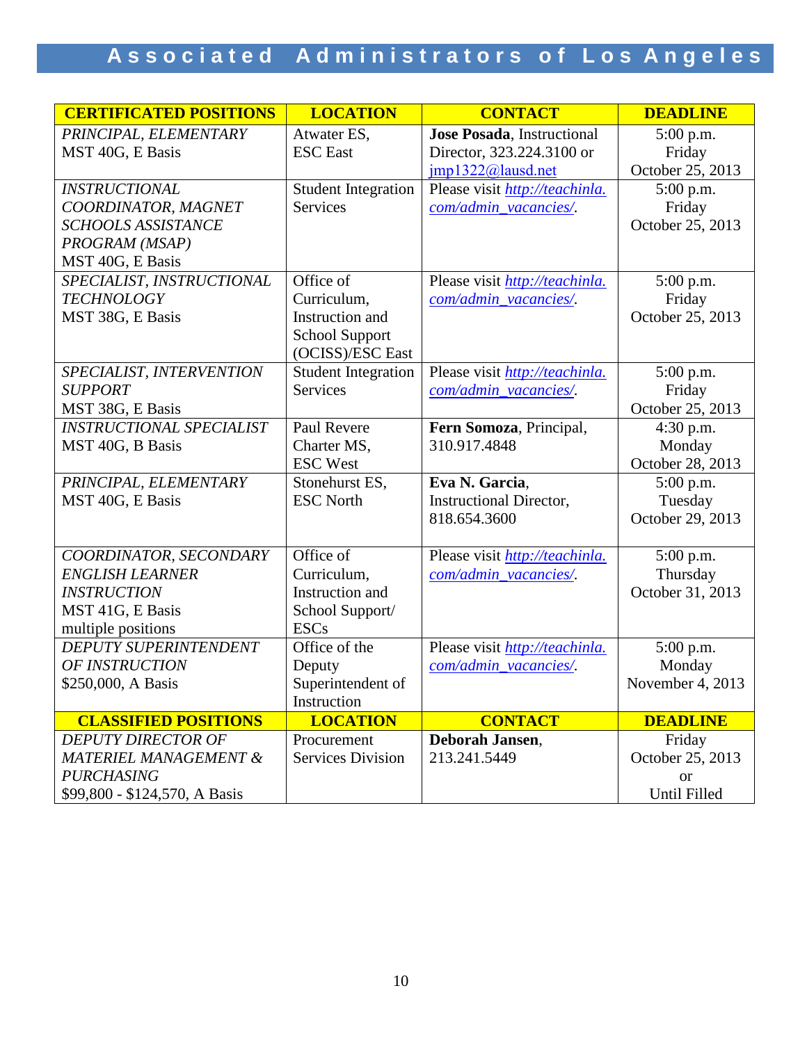# Associated Administrators of Los Angeles

| CERTIFICATED POSITIONS | LOCATION | CONTACT | DEADLINE |
| --- | --- | --- | --- |
| *PRINCIPAL, ELEMENTARY* MST 40G, E Basis | Atwater ES, ESC East | **Jose Posada**, Instructional Director, 323.224.3100 or jmp1322@lausd.net | 5:00 p.m. Friday October 25, 2013 |
| *INSTRUCTIONAL COORDINATOR, MAGNET SCHOOLS ASSISTANCE PROGRAM (MSAP)* MST 40G, E Basis | Student Integration Services | Please visit *http://teachinla.com/admin_vacancies/*. | 5:00 p.m. Friday October 25, 2013 |
| *SPECIALIST, INSTRUCTIONAL TECHNOLOGY* MST 38G, E Basis | Office of Curriculum, Instruction and School Support (OCISS)/ESC East | Please visit *http://teachinla.com/admin_vacancies/*. | 5:00 p.m. Friday October 25, 2013 |
| *SPECIALIST, INTERVENTION SUPPORT* MST 38G, E Basis | Student Integration Services | Please visit *http://teachinla.com/admin_vacancies/*. | 5:00 p.m. Friday October 25, 2013 |
| *INSTRUCTIONAL SPECIALIST* MST 40G, B Basis | Paul Revere Charter MS, ESC West | **Fern Somoza**, Principal, 310.917.4848 | 4:30 p.m. Monday October 28, 2013 |
| *PRINCIPAL, ELEMENTARY* MST 40G, E Basis | Stonehurst ES, ESC North | **Eva N. Garcia**, Instructional Director, 818.654.3600 | 5:00 p.m. Tuesday October 29, 2013 |
| *COORDINATOR, SECONDARY ENGLISH LEARNER INSTRUCTION* MST 41G, E Basis multiple positions | Office of Curriculum, Instruction and School Support/ ESCs | Please visit *http://teachinla.com/admin_vacancies/*. | 5:00 p.m. Thursday October 31, 2013 |
| *DEPUTY SUPERINTENDENT OF INSTRUCTION* $250,000, A Basis | Office of the Deputy Superintendent of Instruction | Please visit *http://teachinla.com/admin_vacancies/*. | 5:00 p.m. Monday November 4, 2013 |
| **CLASSIFIED POSITIONS** | **LOCATION** | **CONTACT** | **DEADLINE** |
| *DEPUTY DIRECTOR OF MATERIEL MANAGEMENT & PURCHASING* $99,800 - $124,570, A Basis | Procurement Services Division | **Deborah Jansen**, 213.241.5449 | Friday October 25, 2013 or Until Filled |